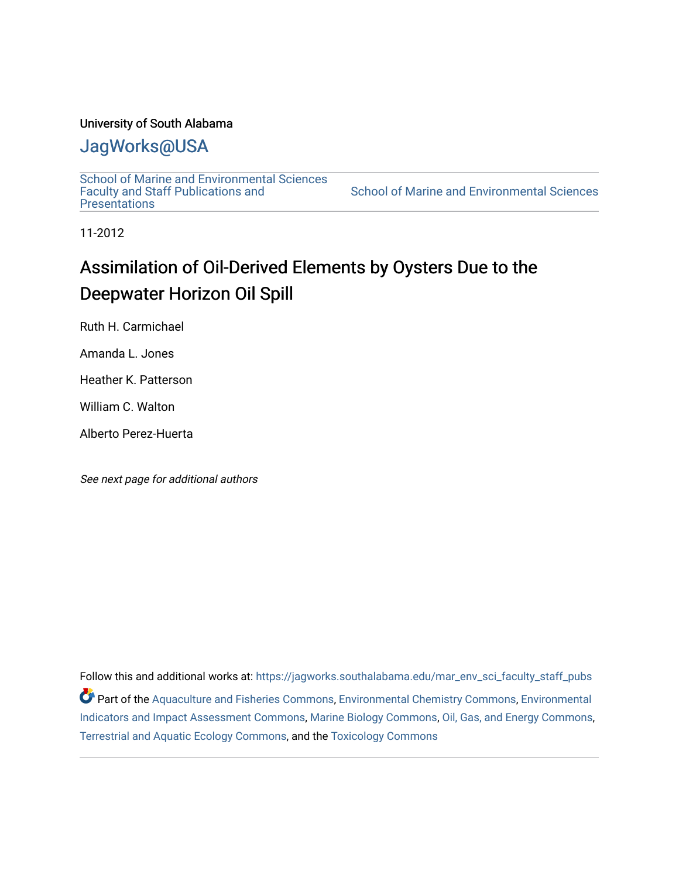University of South Alabama

# JagWorks@USA

School of Marine and Environmental Sciences Faculty and Staff Publications and Presentations

School of Marine and Environmental Sciences

11-2012

# Assimilation of Oil-Derived Elements by Oysters Due to the Deepwater Horizon Oil Spill

Ruth H. Carmichael

Amanda L. Jones

Heather K. Patterson

William C. Walton

Alberto Perez-Huerta

*See next page for additional authors*

Follow this and additional works at: https://jagworks.southalabama.edu/mar_env_sci_faculty_staff_pubs

Part of the Aquaculture and Fisheries Commons, Environmental Chemistry Commons, Environmental Indicators and Impact Assessment Commons, Marine Biology Commons, Oil, Gas, and Energy Commons, Terrestrial and Aquatic Ecology Commons, and the Toxicology Commons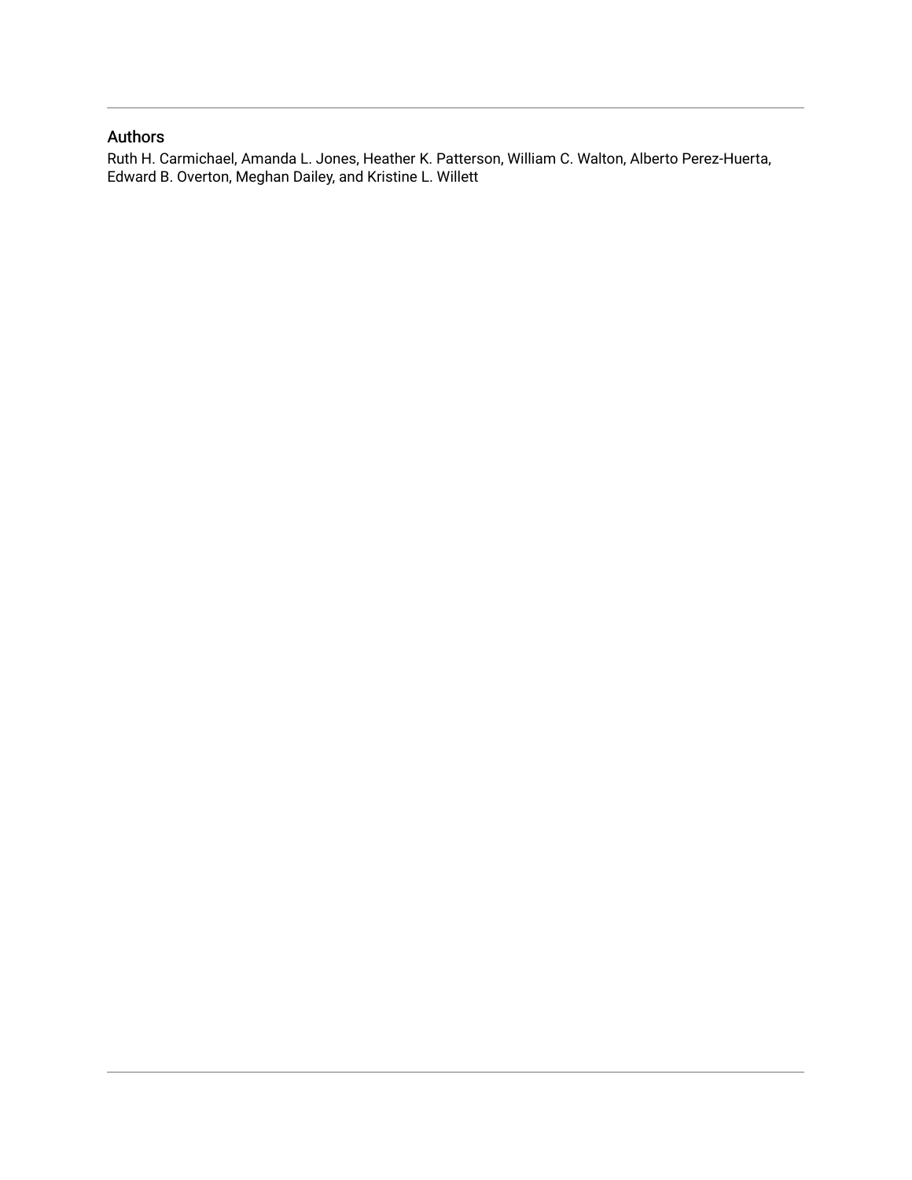## Authors

Ruth H. Carmichael, Amanda L. Jones, Heather K. Patterson, William C. Walton, Alberto Perez-Huerta, Edward B. Overton, Meghan Dailey, and Kristine L. Willett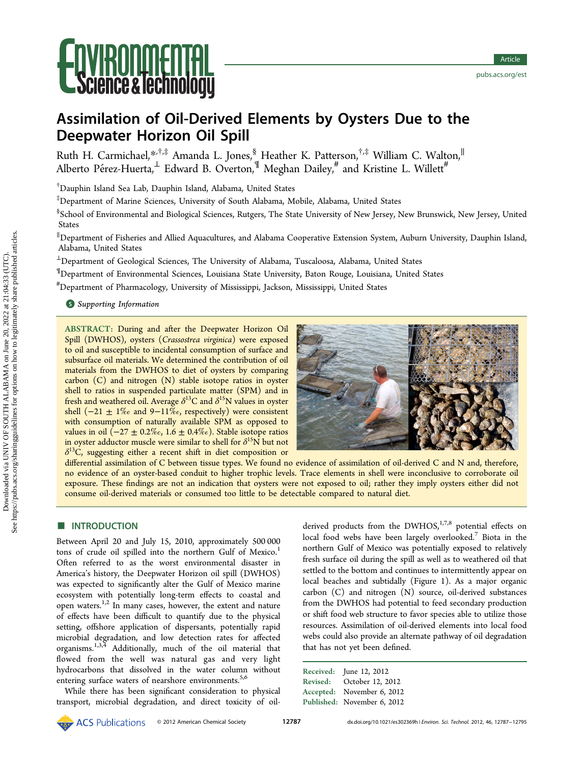# Assimilation of Oil-Derived Elements by Oysters Due to the Deepwater Horizon Oil Spill

Ruth H. Carmichael,*[†,‡] Amanda L. Jones,[§] Heather K. Patterson,[†,‡] William C. Walton,[∥] Alberto Pérez-Huerta,[⊥] Edward B. Overton,[¶] Meghan Dailey,[#] and Kristine L. Willett[#]

[†]Dauphin Island Sea Lab, Dauphin Island, Alabama, United States

[‡]Department of Marine Sciences, University of South Alabama, Mobile, Alabama, United States

[§]School of Environmental and Biological Sciences, Rutgers, The State University of New Jersey, New Brunswick, New Jersey, United States

[∥]Department of Fisheries and Allied Aquacultures, and Alabama Cooperative Extension System, Auburn University, Dauphin Island, Alabama, United States

[⊥]Department of Geological Sciences, The University of Alabama, Tuscaloosa, Alabama, United States

[¶]Department of Environmental Sciences, Louisiana State University, Baton Rouge, Louisiana, United States

[#]Department of Pharmacology, University of Mississippi, Jackson, Mississippi, United States

Supporting Information

**ABSTRACT:** During and after the Deepwater Horizon Oil Spill (DWHOS), oysters (*Crassostrea virginica*) were exposed to oil and susceptible to incidental consumption of surface and subsurface oil materials. We determined the contribution of oil materials from the DWHOS to diet of oysters by comparing carbon (C) and nitrogen (N) stable isotope ratios in oyster shell to ratios in suspended particulate matter (SPM) and in fresh and weathered oil. Average $\delta^{13}C$ and $\delta^{15}N$ values in oyster shell ($-21 \pm 1$‰ and 9−11‰, respectively) were consistent with consumption of naturally available SPM as opposed to values in oil ($-27 \pm 0.2$‰, $1.6 \pm 0.4$‰). Stable isotope ratios in oyster adductor muscle were similar to shell for $\delta^{15}N$ but not $\delta^{13}C$, suggesting either a recent shift in diet composition or differential assimilation of C between tissue types. We found no evidence of assimilation of oil-derived C and N and, therefore, no evidence of an oyster-based conduit to higher trophic levels. Trace elements in shell were inconclusive to corroborate oil exposure. These findings are not an indication that oysters were not exposed to oil; rather they imply oysters either did not consume oil-derived materials or consumed too little to be detectable compared to natural diet.

## INTRODUCTION

Between April 20 and July 15, 2010, approximately 500 000 tons of crude oil spilled into the northern Gulf of Mexico.[1] Often referred to as the worst environmental disaster in America's history, the Deepwater Horizon oil spill (DWHOS) was expected to significantly alter the Gulf of Mexico marine ecosystem with potentially long-term effects to coastal and open waters.[1,2] In many cases, however, the extent and nature of effects have been difficult to quantify due to the physical setting, offshore application of dispersants, potentially rapid microbial degradation, and low detection rates for affected organisms.[1,3,4] Additionally, much of the oil material that flowed from the well was natural gas and very light hydrocarbons that dissolved in the water column without entering surface waters of nearshore environments.[5,6]

While there has been significant consideration to physical transport, microbial degradation, and direct toxicity of oil-derived products from the DWHOS,[1,7,8] potential effects on local food webs have been largely overlooked.[7] Biota in the northern Gulf of Mexico was potentially exposed to relatively fresh surface oil during the spill as well as to weathered oil that settled to the bottom and continues to intermittently appear on local beaches and subtidally (Figure 1). As a major organic carbon (C) and nitrogen (N) source, oil-derived substances from the DWHOS had potential to feed secondary production or shift food web structure to favor species able to utilize those resources. Assimilation of oil-derived elements into local food webs could also provide an alternate pathway of oil degradation that has not yet been defined.

Received: June 12, 2012
Revised: October 12, 2012
Accepted: November 6, 2012
Published: November 6, 2012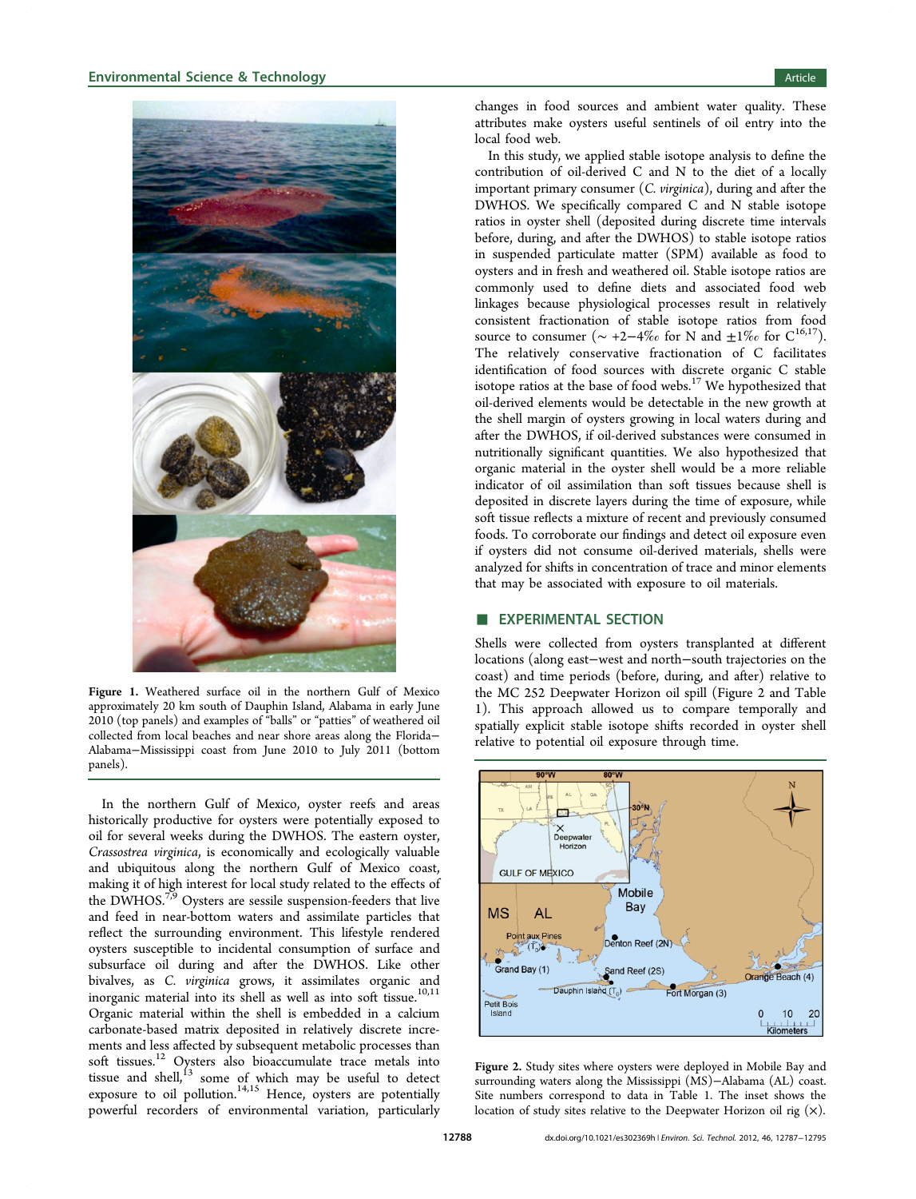Figure 1. Weathered surface oil in the northern Gulf of Mexico approximately 20 km south of Dauphin Island, Alabama in early June 2010 (top panels) and examples of "balls" or "patties" of weathered oil collected from local beaches and near shore areas along the Florida–Alabama–Mississippi coast from June 2010 to July 2011 (bottom panels).

In the northern Gulf of Mexico, oyster reefs and areas historically productive for oysters were potentially exposed to oil for several weeks during the DWHOS. The eastern oyster, *Crassostrea virginica*, is economically and ecologically valuable and ubiquitous along the northern Gulf of Mexico coast, making it of high interest for local study related to the effects of the DWHOS.[7,9] Oysters are sessile suspension-feeders that live and feed in near-bottom waters and assimilate particles that reflect the surrounding environment. This lifestyle rendered oysters susceptible to incidental consumption of surface and subsurface oil during and after the DWHOS. Like other bivalves, as *C. virginica* grows, it assimilates organic and inorganic material into its shell as well as into soft tissue.[10,11] Organic material within the shell is embedded in a calcium carbonate-based matrix deposited in relatively discrete increments and less affected by subsequent metabolic processes than soft tissues.[12] Oysters also bioaccumulate trace metals into tissue and shell,[13] some of which may be useful to detect exposure to oil pollution.[14,15] Hence, oysters are potentially powerful recorders of environmental variation, particularly changes in food sources and ambient water quality. These attributes make oysters useful sentinels of oil entry into the local food web.

In this study, we applied stable isotope analysis to define the contribution of oil-derived C and N to the diet of a locally important primary consumer (*C. virginica*), during and after the DWHOS. We specifically compared C and N stable isotope ratios in oyster shell (deposited during discrete time intervals before, during, and after the DWHOS) to stable isotope ratios in suspended particulate matter (SPM) available as food to oysters and in fresh and weathered oil. Stable isotope ratios are commonly used to define diets and associated food web linkages because physiological processes result in relatively consistent fractionation of stable isotope ratios from food source to consumer (~ +2–4‰ for N and ±1‰ for C[16,17]). The relatively conservative fractionation of C facilitates identification of food sources with discrete organic C stable isotope ratios at the base of food webs.[17] We hypothesized that oil-derived elements would be detectable in the new growth at the shell margin of oysters growing in local waters during and after the DWHOS, if oil-derived substances were consumed in nutritionally significant quantities. We also hypothesized that organic material in the oyster shell would be a more reliable indicator of oil assimilation than soft tissues because shell is deposited in discrete layers during the time of exposure, while soft tissue reflects a mixture of recent and previously consumed foods. To corroborate our findings and detect oil exposure even if oysters did not consume oil-derived materials, shells were analyzed for shifts in concentration of trace and minor elements that may be associated with exposure to oil materials.

## ■ EXPERIMENTAL SECTION

Shells were collected from oysters transplanted at different locations (along east–west and north–south trajectories on the coast) and time periods (before, during, and after) relative to the MC 252 Deepwater Horizon oil spill (Figure 2 and Table 1). This approach allowed us to compare temporally and spatially explicit stable isotope shifts recorded in oyster shell relative to potential oil exposure through time.

Figure 2. Study sites where oysters were deployed in Mobile Bay and surrounding waters along the Mississippi (MS)–Alabama (AL) coast. Site numbers correspond to data in Table 1. The inset shows the location of study sites relative to the Deepwater Horizon oil rig (×).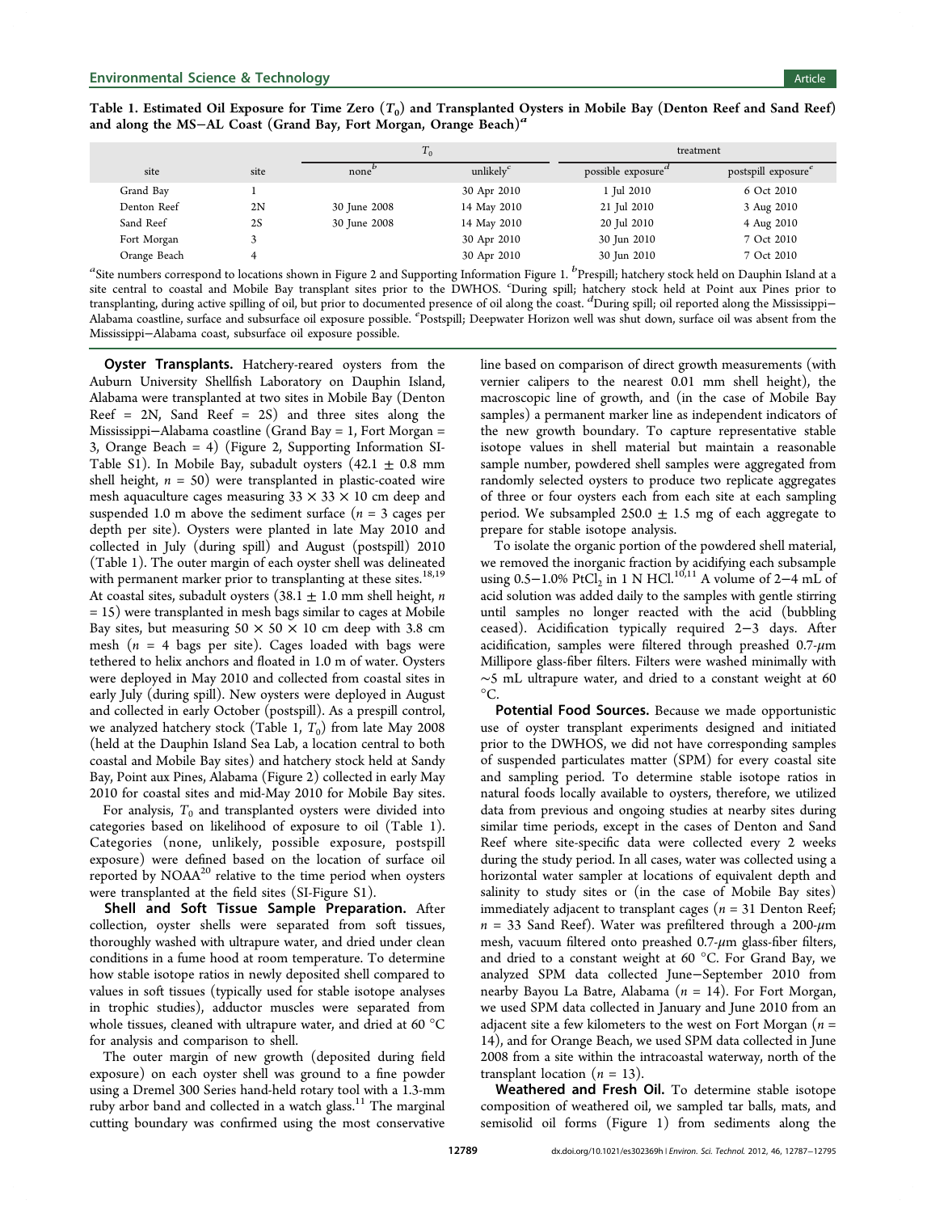Table 1. Estimated Oil Exposure for Time Zero ($T_0$) and Transplanted Oysters in Mobile Bay (Denton Reef and Sand Reef) and along the MS–AL Coast (Grand Bay, Fort Morgan, Orange Beach)[a]

| site | site | $T_0$ | | treatment | |
|---|---|---|---|---|---|
| | | none[b] | unlikely[c] | possible exposure[d] | postspill exposure[e] |
| Grand Bay | 1 | | 30 Apr 2010 | 1 Jul 2010 | 6 Oct 2010 |
| Denton Reef | 2N | 30 June 2008 | 14 May 2010 | 21 Jul 2010 | 3 Aug 2010 |
| Sand Reef | 2S | 30 June 2008 | 14 May 2010 | 20 Jul 2010 | 4 Aug 2010 |
| Fort Morgan | 3 | | 30 Apr 2010 | 30 Jun 2010 | 7 Oct 2010 |
| Orange Beach | 4 | | 30 Apr 2010 | 30 Jun 2010 | 7 Oct 2010 |

[a]Site numbers correspond to locations shown in Figure 2 and Supporting Information Figure 1. [b]Prespill; hatchery stock held on Dauphin Island at a site central to coastal and Mobile Bay transplant sites prior to the DWHOS. [c]During spill; hatchery stock held at Point aux Pines prior to transplanting, during active spilling of oil, but prior to documented presence of oil along the coast. [d]During spill; oil reported along the Mississippi–Alabama coastline, surface and subsurface oil exposure possible. [e]Postspill; Deepwater Horizon well was shut down, surface oil was absent from the Mississippi–Alabama coast, subsurface oil exposure possible.

**Oyster Transplants.** Hatchery-reared oysters from the Auburn University Shellfish Laboratory on Dauphin Island, Alabama were transplanted at two sites in Mobile Bay (Denton Reef = 2N, Sand Reef = 2S) and three sites along the Mississippi–Alabama coastline (Grand Bay = 1, Fort Morgan = 3, Orange Beach = 4) (Figure 2, Supporting Information SI-Table S1). In Mobile Bay, subadult oysters (42.1 ± 0.8 mm shell height, $n$ = 50) were transplanted in plastic-coated wire mesh aquaculture cages measuring 33 × 33 × 10 cm deep and suspended 1.0 m above the sediment surface ($n$ = 3 cages per depth per site). Oysters were planted in late May 2010 and collected in July (during spill) and August (postspill) 2010 (Table 1). The outer margin of each oyster shell was delineated with permanent marker prior to transplanting at these sites.[18,19] At coastal sites, subadult oysters (38.1 ± 1.0 mm shell height, $n$ = 15) were transplanted in mesh bags similar to cages at Mobile Bay sites, but measuring 50 × 50 × 10 cm deep and with 3.8 cm mesh ($n$ = 4 bags per site). Cages loaded with bags were tethered to helix anchors and floated in 1.0 m of water. Oysters were deployed in May 2010 and collected from coastal sites in early July (during spill). New oysters were deployed in August and collected in early October (postspill). As a prespill control, we analyzed hatchery stock (Table 1, $T_0$) from late May 2008 (held at the Dauphin Island Sea Lab, a location central to both coastal and Mobile Bay sites) and hatchery stock held at Sandy Bay, Point aux Pines, Alabama (Figure 2) collected in early May 2010 for coastal sites and mid-May 2010 for Mobile Bay sites.

For analysis, $T_0$ and transplanted oysters were divided into categories based on likelihood of exposure to oil (Table 1). Categories (none, unlikely, possible exposure, postspill exposure) were defined based on the location of surface oil reported by NOAA[20] relative to the time period when oysters were transplanted at the field sites (SI-Figure S1).

**Shell and Soft Tissue Sample Preparation.** After collection, oyster shells were separated from soft tissues, thoroughly washed with ultrapure water, and dried under clean conditions in a fume hood at room temperature. To determine how stable isotope ratios in newly deposited shell compared to values in soft tissues (typically used for stable isotope analyses in trophic studies), adductor muscles were separated from whole tissues, cleaned with ultrapure water, and dried at 60 °C for analysis and comparison to shell.

The outer margin of new growth (deposited during field exposure) on each oyster shell was ground to a fine powder using a Dremel 300 Series hand-held rotary tool with a 1.3-mm ruby arbor band and collected in a watch glass.[11] The marginal cutting boundary was confirmed using the most conservative line based on comparison of direct growth measurements (with vernier calipers to the nearest 0.01 mm shell height), the macroscopic line of growth, and (in the case of Mobile Bay samples) a permanent marker line as independent indicators of the new growth boundary. To capture representative stable isotope values in shell material but maintain a reasonable sample number, powdered shell samples were aggregated from randomly selected oysters to produce two replicate aggregates of three or four oysters each from each site at each sampling period. We subsampled 250.0 ± 1.5 mg of each aggregate to prepare for stable isotope analysis.

To isolate the organic portion of the powdered shell material, we removed the inorganic fraction by acidifying each subsample using 0.5–1.0% $PtCl_2$ in 1 N HCl.[10,11] A volume of 2–4 mL of acid solution was added daily to the samples with gentle stirring until samples no longer reacted with the acid (bubbling ceased). Acidification typically required 2–3 days. After acidification, samples were filtered through preashed 0.7-$\mu$m Millipore glass-fiber filters. Filters were washed minimally with ~5 mL ultrapure water, and dried to a constant weight at 60 °C.

**Potential Food Sources.** Because we made opportunistic use of oyster transplant experiments designed and initiated prior to the DWHOS, we did not have corresponding samples of suspended particulates matter (SPM) for every coastal site and sampling period. To determine stable isotope ratios in natural foods locally available to oysters, therefore, we utilized data from previous and ongoing studies at nearby sites during similar time periods, except in the cases of Denton and Sand Reef where site-specific data were collected every 2 weeks during the study period. In all cases, water was collected using a horizontal water sampler at locations of equivalent depth and salinity to study sites or (in the case of Mobile Bay sites) immediately adjacent to transplant cages ($n$ = 31 Denton Reef; $n$ = 33 Sand Reef). Water was prefiltered through a 200-$\mu$m mesh, vacuum filtered onto preashed 0.7-$\mu$m glass-fiber filters, and dried to a constant weight at 60 °C. For Grand Bay, we analyzed SPM data collected June–September 2010 from nearby Bayou La Batre, Alabama ($n$ = 14). For Fort Morgan, we used SPM data collected in January and June 2010 from an adjacent site a few kilometers to the west on Fort Morgan ($n$ = 14), and for Orange Beach, we used SPM data collected in June 2008 from a site within the intracoastal waterway, north of the transplant location ($n$ = 13).

**Weathered and Fresh Oil.** To determine stable isotope composition of weathered oil, we sampled tar balls, mats, and semisolid oil forms (Figure 1) from sediments along the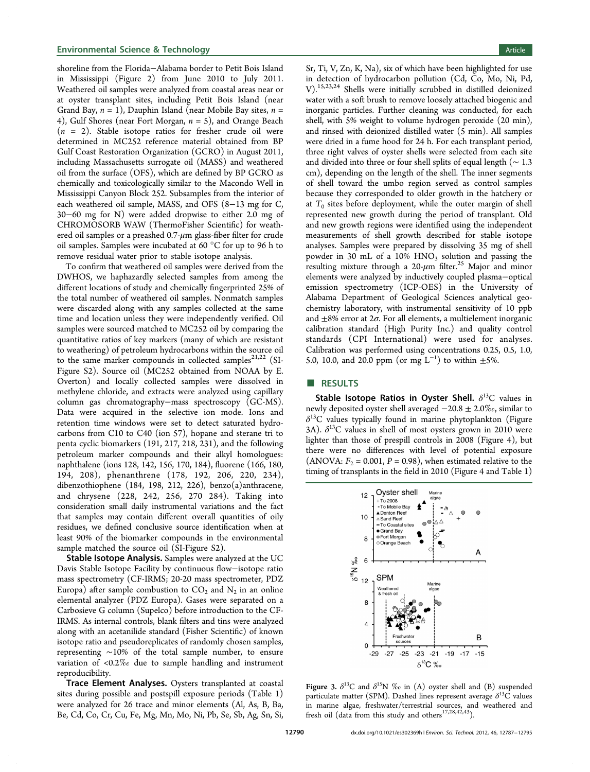shoreline from the Florida–Alabama border to Petit Bois Island in Mississippi (Figure 2) from June 2010 to July 2011. Weathered oil samples were analyzed from coastal areas near or at oyster transplant sites, including Petit Bois Island (near Grand Bay, $n = 1$), Dauphin Island (near Mobile Bay sites, $n = 4$), Gulf Shores (near Fort Morgan, $n = 5$), and Orange Beach ($n = 2$). Stable isotope ratios for fresher crude oil were determined in MC252 reference material obtained from BP Gulf Coast Restoration Organization (GCRO) in August 2011, including Massachusetts surrogate oil (MASS) and weathered oil from the surface (OFS), which are defined by BP GCRO as chemically and toxicologically similar to the Macondo Well in Mississippi Canyon Block 252. Subsamples from the interior of each weathered oil sample, MASS, and OFS (8–13 mg for C, 30–60 mg for N) were added dropwise to either 2.0 mg of CHROMOSORB WAW (ThermoFisher Scientific) for weathered oil samples or a preashed 0.7-μm glass-fiber filter for crude oil samples. Samples were incubated at 60 °C for up to 96 h to remove residual water prior to stable isotope analysis.

To confirm that weathered oil samples were derived from the DWHOS, we haphazardly selected samples from among the different locations of study and chemically fingerprinted 25% of the total number of weathered oil samples. Nonmatch samples were discarded along with any samples collected at the same time and location unless they were independently verified. Oil samples were sourced matched to MC252 oil by comparing the quantitative ratios of key markers (many of which are resistant to weathering) of petroleum hydrocarbons within the source oil to the same marker compounds in collected samples[21,22] (SI-Figure S2). Source oil (MC252 obtained from NOAA by E. Overton) and locally collected samples were dissolved in methylene chloride, and extracts were analyzed using capillary column gas chromatography–mass spectroscopy (GC-MS). Data were acquired in the selective ion mode. Ions and retention time windows were set to detect saturated hydrocarbons from C10 to C40 (ion 57), hopane and sterane tri to penta cyclic biomarkers (191, 217, 218, 231), and the following petroleum marker compounds and their alkyl homologues: naphthalene (ions 128, 142, 156, 170, 184), fluorene (166, 180, 194, 208), phenanthrene (178, 192, 206, 220, 234), dibenzothiophene (184, 198, 212, 226), benzo(a)anthracene, and chrysene (228, 242, 256, 270 284). Taking into consideration small daily instrumental variations and the fact that samples may contain different overall quantities of oily residues, we defined conclusive source identification when at least 90% of the biomarker compounds in the environmental sample matched the source oil (SI-Figure S2).

**Stable Isotope Analysis.** Samples were analyzed at the UC Davis Stable Isotope Facility by continuous flow–isotope ratio mass spectrometry (CF-IRMS; 20-20 mass spectrometer, PDZ Europa) after sample combustion to $CO_2$ and $N_2$ in an online elemental analyzer (PDZ Europa). Gases were separated on a Carbosieve G column (Supelco) before introduction to the CF-IRMS. As internal controls, blank filters and tins were analyzed along with an acetanilide standard (Fisher Scientific) of known isotope ratio and pseudoreplicates of randomly chosen samples, representing ∼10% of the total sample number, to ensure variation of <0.2‰ due to sample handling and instrument reproducibility.

**Trace Element Analyses.** Oysters transplanted at coastal sites during possible and postspill exposure periods (Table 1) were analyzed for 26 trace and minor elements (Al, As, B, Ba, Be, Cd, Co, Cr, Cu, Fe, Mg, Mn, Mo, Ni, Pb, Se, Sb, Ag, Sn, Si, Sr, Ti, V, Zn, K, Na), six of which have been highlighted for use in detection of hydrocarbon pollution (Cd, Co, Mo, Ni, Pd, V).[15,23,24] Shells were initially scrubbed in distilled deionized water with a soft brush to remove loosely attached biogenic and inorganic particles. Further cleaning was conducted, for each shell, with 5% weight to volume hydrogen peroxide (20 min), and rinsed with deionized distilled water (5 min). All samples were dried in a fume hood for 24 h. For each transplant period, three right valves of oyster shells were selected from each site and divided into three or four shell splits of equal length (∼ 1.3 cm), depending on the length of the shell. The inner segments of shell toward the umbo region served as control samples because they corresponded to older growth in the hatchery or at $T_0$ sites before deployment, while the outer margin of shell represented new growth during the period of transplant. Old and new growth regions were identified using the independent measurements of shell growth described for stable isotope analyses. Samples were prepared by dissolving 35 mg of shell powder in 30 mL of a 10% $HNO_3$ solution and passing the resulting mixture through a 20-μm filter.[25] Major and minor elements were analyzed by inductively coupled plasma–optical emission spectrometry (ICP-OES) in the University of Alabama Department of Geological Sciences analytical geochemistry laboratory, with instrumental sensitivity of 10 ppb and ±8% error at 2σ. For all elements, a multielement inorganic calibration standard (High Purity Inc.) and quality control standards (CPI International) were used for analyses. Calibration was performed using concentrations 0.25, 0.5, 1.0, 5.0, 10.0, and 20.0 ppm (or mg L$^{-1}$) to within ±5%.

## RESULTS

**Stable Isotope Ratios in Oyster Shell.** $\delta^{13}C$ values in newly deposited oyster shell averaged −20.8 ± 2.0‰, similar to $\delta^{13}C$ values typically found in marine phytoplankton (Figure 3A). $\delta^{13}C$ values in shell of most oysters grown in 2010 were lighter than those of prespill controls in 2008 (Figure 4), but there were no differences with level of potential exposure (ANOVA: $F_2 = 0.001$, $P = 0.98$), when estimated relative to the timing of transplants in the field in 2010 (Figure 4 and Table 1)

Figure 3. $\delta^{13}C$ and $\delta^{15}N$ ‰ in (A) oyster shell and (B) suspended particulate matter (SPM). Dashed lines represent average $\delta^{13}C$ values in marine algae, freshwater/terrestrial sources, and weathered and fresh oil (data from this study and others[17,28,42,43]).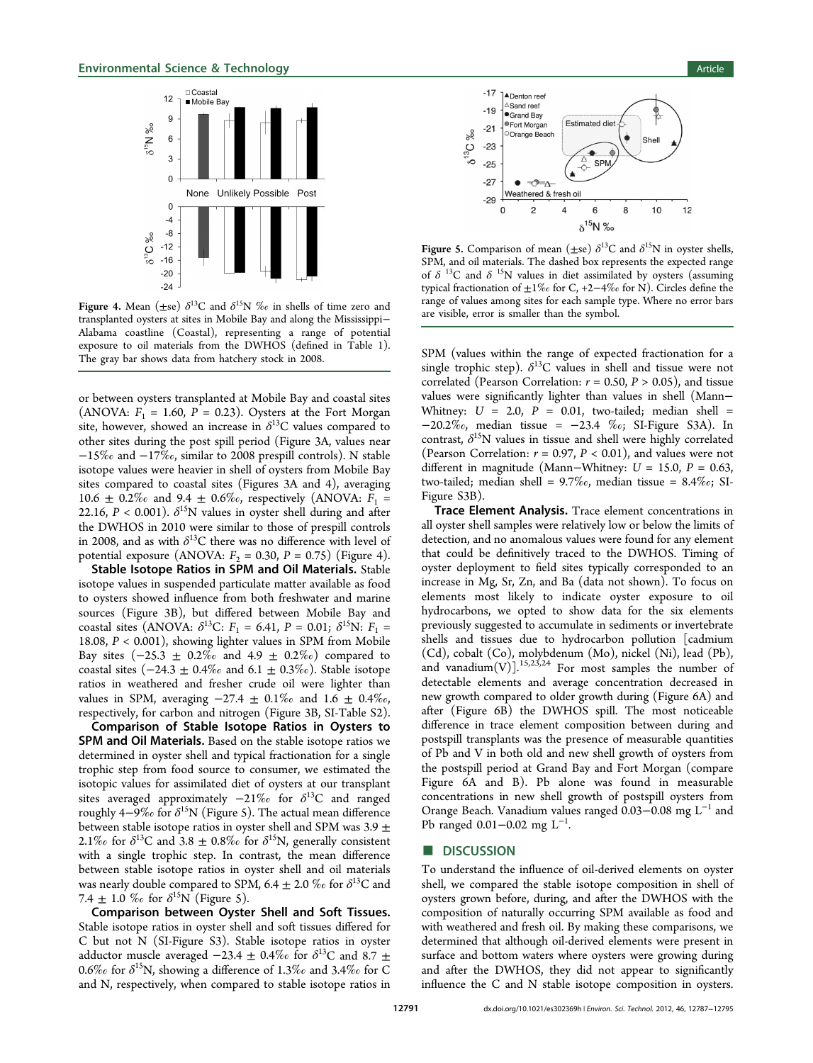Figure 4. Mean (±se) $\delta^{13}$C and $\delta^{15}$N ‰ in shells of time zero and transplanted oysters at sites in Mobile Bay and along the Mississippi−Alabama coastline (Coastal), representing a range of potential exposure to oil materials from the DWHOS (defined in Table 1). The gray bar shows data from hatchery stock in 2008.

or between oysters transplanted at Mobile Bay and coastal sites (ANOVA: $F_1 = 1.60$, $P = 0.23$). Oysters at the Fort Morgan site, however, showed an increase in $\delta^{13}$C values compared to other sites during the post spill period (Figure 3A, values near −15‰ and −17‰, similar to 2008 prespill controls). N stable isotope values were heavier in shell of oysters from Mobile Bay sites compared to coastal sites (Figures 3A and 4), averaging 10.6 ± 0.2‰ and 9.4 ± 0.6‰, respectively (ANOVA: $F_1 = 22.16$, $P < 0.001$). $\delta^{15}$N values in oyster shell during and after the DWHOS in 2010 were similar to those of prespill controls in 2008, and as with $\delta^{13}$C there was no difference with level of potential exposure (ANOVA: $F_2 = 0.30$, $P = 0.75$) (Figure 4).

**Stable Isotope Ratios in SPM and Oil Materials.** Stable isotope values in suspended particulate matter available as food to oysters showed influence from both freshwater and marine sources (Figure 3B), but differed between Mobile Bay and coastal sites (ANOVA: $\delta^{13}$C: $F_1 = 6.41$, $P = 0.01$; $\delta^{15}$N: $F_1 = 18.08$, $P < 0.001$), showing lighter values in SPM from Mobile Bay sites (−25.3 ± 0.2‰ and 4.9 ± 0.2‰) compared to coastal sites (−24.3 ± 0.4‰ and 6.1 ± 0.3‰). Stable isotope ratios in weathered and fresher crude oil were lighter than values in SPM, averaging −27.4 ± 0.1‰ and 1.6 ± 0.4‰, respectively, for carbon and nitrogen (Figure 3B, SI-Table S2).

**Comparison of Stable Isotope Ratios in Oysters to SPM and Oil Materials.** Based on the stable isotope ratios we determined in oyster shell and typical fractionation for a single trophic step from food source to consumer, we estimated the isotopic values for assimilated diet of oysters at our transplant sites averaged approximately −21‰ for $\delta^{13}$C and ranged roughly 4−9‰ for $\delta^{15}$N (Figure 5). The actual mean difference between stable isotope ratios in oyster shell and SPM was 3.9 ± 2.1‰ for $\delta^{13}$C and 3.8 ± 0.8‰ for $\delta^{15}$N, generally consistent with a single trophic step. In contrast, the mean difference between stable isotope ratios in oyster shell and oil materials was nearly double compared to SPM, 6.4 ± 2.0 ‰ for $\delta^{13}$C and 7.4 ± 1.0 ‰ for $\delta^{15}$N (Figure 5).

**Comparison between Oyster Shell and Soft Tissues.** Stable isotope ratios in oyster shell and soft tissues differed for C but not N (SI-Figure S3). Stable isotope ratios in oyster adductor muscle averaged −23.4 ± 0.4‰ for $\delta^{13}$C and 8.7 ± 0.6‰ for $\delta^{15}$N, showing a difference of 1.3‰ and 3.4‰ for C and N, respectively, when compared to stable isotope ratios in SPM (values within the range of expected fractionation for a single trophic step). $\delta^{13}$C values in shell and tissue were not correlated (Pearson Correlation: $r = 0.50$, $P > 0.05$), and tissue values were significantly lighter than values in shell (Mann−Whitney: $U = 2.0$, $P = 0.01$, two-tailed; median shell = −20.2‰, median tissue = −23.4 ‰; SI-Figure S3A). In contrast, $\delta^{15}$N values in tissue and shell were highly correlated (Pearson Correlation: $r = 0.97$, $P < 0.01$), and values were not different in magnitude (Mann−Whitney: $U = 15.0$, $P = 0.63$, two-tailed; median shell = 9.7‰, median tissue = 8.4‰; SI-Figure S3B).

Figure 5. Comparison of mean (±se) $\delta^{13}$C and $\delta^{15}$N in oyster shells, SPM, and oil materials. The dashed box represents the expected range of $\delta^{13}$C and $\delta^{15}$N values in diet assimilated by oysters (assuming typical fractionation of ±1‰ for C, +2−4‰ for N). Circles define the range of values among sites for each sample type. Where no error bars are visible, error is smaller than the symbol.

**Trace Element Analysis.** Trace element concentrations in all oyster shell samples were relatively low or below the limits of detection, and no anomalous values were found for any element that could be definitively traced to the DWHOS. Timing of oyster deployment to field sites typically corresponded to an increase in Mg, Sr, Zn, and Ba (data not shown). To focus on elements most likely to indicate oyster exposure to oil hydrocarbons, we opted to show data for the six elements previously suggested to accumulate in sediments or invertebrate shells and tissues due to hydrocarbon pollution [cadmium (Cd), cobalt (Co), molybdenum (Mo), nickel (Ni), lead (Pb), and vanadium(V)].[15,23,24] For most samples the number of detectable elements and average concentration decreased in new growth compared to older growth during (Figure 6A) and after (Figure 6B) the DWHOS spill. The most noticeable difference in trace element composition between during and postspill transplants was the presence of measurable quantities of Pb and V in both old and new shell growth of oysters from the postspill period at Grand Bay and Fort Morgan (compare Figure 6A and B). Pb alone was found in measurable concentrations in new shell growth of postspill oysters from Orange Beach. Vanadium values ranged 0.03−0.08 mg L$^{-1}$ and Pb ranged 0.01−0.02 mg L$^{-1}$.

## DISCUSSION

To understand the influence of oil-derived elements on oyster shell, we compared the stable isotope composition in shell of oysters grown before, during, and after the DWHOS with the composition of naturally occurring SPM available as food and with weathered and fresh oil. By making these comparisons, we determined that although oil-derived elements were present in surface and bottom waters where oysters were growing during and after the DWHOS, they did not appear to significantly influence the C and N stable isotope composition in oysters.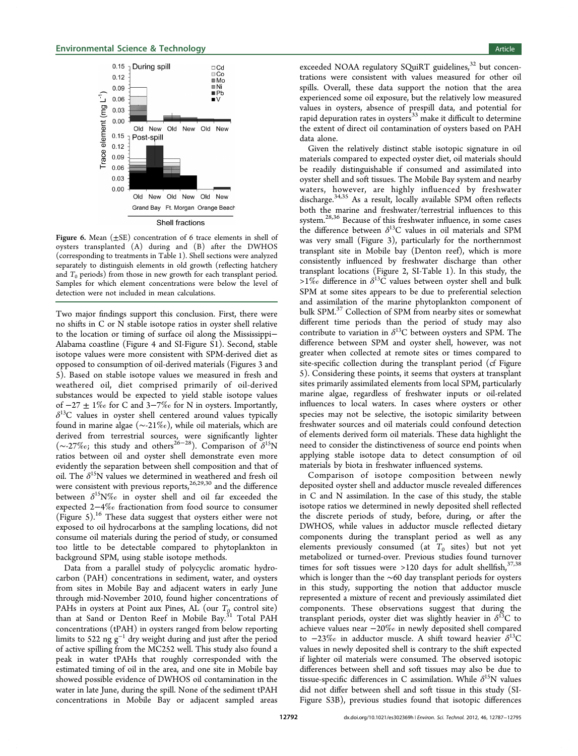**Figure 6.** Mean (±SE) concentration of 6 trace elements in shell of oysters transplanted (A) during and (B) after the DWHOS (corresponding to treatments in Table 1). Shell sections were analyzed separately to distinguish elements in old growth (reflecting hatchery and $T_0$ periods) from those in new growth for each transplant period. Samples for which element concentrations were below the level of detection were not included in mean calculations.

Two major findings support this conclusion. First, there were no shifts in C or N stable isotope ratios in oyster shell relative to the location or timing of surface oil along the Mississippi–Alabama coastline (Figure 4 and SI-Figure S1). Second, stable isotope values were more consistent with SPM-derived diet as opposed to consumption of oil-derived materials (Figures 3 and 5). Based on stable isotope values we measured in fresh and weathered oil, diet comprised primarily of oil-derived substances would be expected to yield stable isotope values of −27 ± 1‰ for C and 3−7‰ for N in oysters. Importantly, $\delta^{13}$C values in oyster shell centered around values typically found in marine algae (∼-21‰), while oil materials, which are derived from terrestrial sources, were significantly lighter (∼-27‰; this study and others[26−28]). Comparison of $\delta^{15}$N ratios between oil and oyster shell demonstrate even more evidently the separation between shell composition and that of oil. The $\delta^{15}$N values we determined in weathered and fresh oil were consistent with previous reports,[26,29,30] and the difference between $\delta^{15}$N‰ in oyster shell and oil far exceeded the expected 2−4‰ fractionation from food source to consumer (Figure 5).[16] These data suggest that oysters either were not exposed to oil hydrocarbons at the sampling locations, did not consume oil materials during the period of study, or consumed too little to be detectable compared to phytoplankton in background SPM, using stable isotope methods.

Data from a parallel study of polycyclic aromatic hydrocarbon (PAH) concentrations in sediment, water, and oysters from sites in Mobile Bay and adjacent waters in early June through mid-November 2010, found higher concentrations of PAHs in oysters at Point aux Pines, AL (our $T_0$ control site) than at Sand or Denton Reef in Mobile Bay.[31] Total PAH concentrations (tPAH) in oysters ranged from below reporting limits to 522 ng g$^{-1}$ dry weight during and just after the period of active spilling from the MC252 well. This study also found a peak in water tPAHs that roughly corresponded with the estimated timing of oil in the area, and one site in Mobile bay showed possible evidence of DWHOS oil contamination in the water in late June, during the spill. None of the sediment tPAH concentrations in Mobile Bay or adjacent sampled areas exceeded NOAA regulatory SQuiRT guidelines,[32] but concentrations were consistent with values measured for other oil spills. Overall, these data support the notion that the area experienced some oil exposure, but the relatively low measured values in oysters, absence of prespill data, and potential for rapid depuration rates in oysters[33] make it difficult to determine the extent of direct oil contamination of oysters based on PAH data alone.

Given the relatively distinct stable isotopic signature in oil materials compared to expected oyster diet, oil materials should be readily distinguishable if consumed and assimilated into oyster shell and soft tissues. The Mobile Bay system and nearby waters, however, are highly influenced by freshwater discharge.[34,35] As a result, locally available SPM often reflects both the marine and freshwater/terrestrial influences to this system.[28,36] Because of this freshwater influence, in some cases the difference between $\delta^{13}$C values in oil materials and SPM was very small (Figure 3), particularly for the northernmost transplant site in Mobile bay (Denton reef), which is more consistently influenced by freshwater discharge than other transplant locations (Figure 2, SI-Table 1). In this study, the >1‰ difference in $\delta^{13}$C values between oyster shell and bulk SPM at some sites appears to be due to preferential selection and assimilation of the marine phytoplankton component of bulk SPM.[37] Collection of SPM from nearby sites or somewhat different time periods than the period of study may also contribute to variation in $\delta^{13}$C between oysters and SPM. The difference between SPM and oyster shell, however, was not greater when collected at remote sites or times compared to site-specific collection during the transplant period (cf Figure 5). Considering these points, it seems that oysters at transplant sites primarily assimilated elements from local SPM, particularly marine algae, regardless of freshwater inputs or oil-related influences to local waters. In cases where oysters or other species may not be selective, the isotopic similarity between freshwater sources and oil materials could confound detection of elements derived form oil materials. These data highlight the need to consider the distinctiveness of source end points when applying stable isotope data to detect consumption of oil materials by biota in freshwater influenced systems.

Comparison of isotope composition between newly deposited oyster shell and adductor muscle revealed differences in C and N assimilation. In the case of this study, the stable isotope ratios we determined in newly deposited shell reflected the discrete periods of study, before, during, or after the DWHOS, while values in adductor muscle reflected dietary components during the transplant period as well as any elements previously consumed (at $T_0$ sites) but not yet metabolized or turned-over. Previous studies found turnover times for soft tissues were >120 days for adult shellfish,[37,38] which is longer than the ∼60 day transplant periods for oysters in this study, supporting the notion that adductor muscle represented a mixture of recent and previously assimilated diet components. These observations suggest that during the transplant periods, oyster diet was slightly heavier in $\delta^{13}$C to achieve values near −20‰ in newly deposited shell compared to −23‰ in adductor muscle. A shift toward heavier $\delta^{13}$C values in newly deposited shell is contrary to the shift expected if lighter oil materials were consumed. The observed isotopic differences between shell and soft tissues may also be due to tissue-specific differences in C assimilation. While $\delta^{15}$N values did not differ between shell and soft tissue in this study (SI-Figure S3B), previous studies found that isotopic differences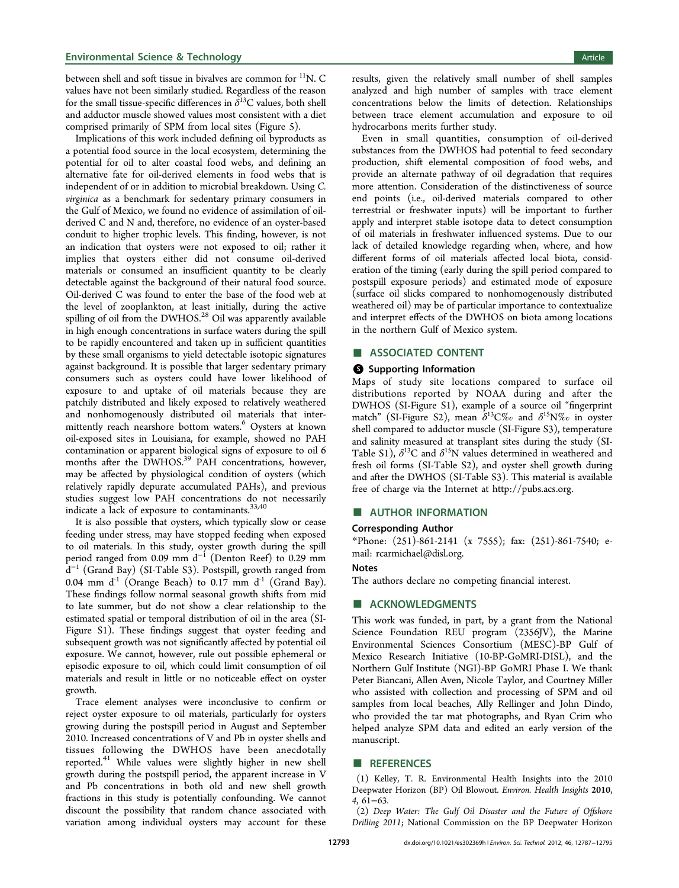between shell and soft tissue in bivalves are common for $^{11}$N. C values have not been similarly studied. Regardless of the reason for the small tissue-specific differences in $\delta^{13}$C values, both shell and adductor muscle showed values most consistent with a diet comprised primarily of SPM from local sites (Figure 5).

Implications of this work included defining oil byproducts as a potential food source in the local ecosystem, determining the potential for oil to alter coastal food webs, and defining an alternative fate for oil-derived elements in food webs that is independent of or in addition to microbial breakdown. Using *C. virginica* as a benchmark for sedentary primary consumers in the Gulf of Mexico, we found no evidence of assimilation of oil-derived C and N and, therefore, no evidence of an oyster-based conduit to higher trophic levels. This finding, however, is not an indication that oysters were not exposed to oil; rather it implies that oysters either did not consume oil-derived materials or consumed an insufficient quantity to be clearly detectable against the background of their natural food source. Oil-derived C was found to enter the base of the food web at the level of zooplankton, at least initially, during the active spilling of oil from the DWHOS.[28] Oil was apparently available in high enough concentrations in surface waters during the spill to be rapidly encountered and taken up in sufficient quantities by these small organisms to yield detectable isotopic signatures against background. It is possible that larger sedentary primary consumers such as oysters could have lower likelihood of exposure to and uptake of oil materials because they are patchily distributed and likely exposed to relatively weathered and nonhomogenously distributed oil materials that intermittently reach nearshore bottom waters.[6] Oysters at known oil-exposed sites in Louisiana, for example, showed no PAH contamination or apparent biological signs of exposure to oil 6 months after the DWHOS.[39] PAH concentrations, however, may be affected by physiological condition of oysters (which relatively rapidly depurate accumulated PAHs), and previous studies suggest low PAH concentrations do not necessarily indicate a lack of exposure to contaminants.[33,40]

It is also possible that oysters, which typically slow or cease feeding under stress, may have stopped feeding when exposed to oil materials. In this study, oyster growth during the spill period ranged from 0.09 mm d$^{-1}$ (Denton Reef) to 0.29 mm d$^{-1}$ (Grand Bay) (SI-Table S3). Postspill, growth ranged from 0.04 mm d$^{-1}$ (Orange Beach) to 0.17 mm d$^{-1}$ (Grand Bay). These findings follow normal seasonal growth shifts from mid to late summer, but do not show a clear relationship to the estimated spatial or temporal distribution of oil in the area (SI-Figure S1). These findings suggest that oyster feeding and subsequent growth was not significantly affected by potential oil exposure. We cannot, however, rule out possible ephemeral or episodic exposure to oil, which could limit consumption of oil materials and result in little or no noticeable effect on oyster growth.

Trace element analyses were inconclusive to confirm or reject oyster exposure to oil materials, particularly for oysters growing during the postspill period in August and September 2010. Increased concentrations of V and Pb in oyster shells and tissues following the DWHOS have been anecdotally reported.[41] While values were slightly higher in new shell growth during the postspill period, the apparent increase in V and Pb concentrations in both old and new shell growth fractions in this study is potentially confounding. We cannot discount the possibility that random chance associated with variation among individual oysters may account for these results, given the relatively small number of shell samples analyzed and high number of samples with trace element concentrations below the limits of detection. Relationships between trace element accumulation and exposure to oil hydrocarbons merits further study.

Even in small quantities, consumption of oil-derived substances from the DWHOS had potential to feed secondary production, shift elemental composition of food webs, and provide an alternate pathway of oil degradation that requires more attention. Consideration of the distinctiveness of source end points (i.e., oil-derived materials compared to other terrestrial or freshwater inputs) will be important to further apply and interpret stable isotope data to detect consumption of oil materials in freshwater influenced systems. Due to our lack of detailed knowledge regarding when, where, and how different forms of oil materials affected local biota, consideration of the timing (early during the spill period compared to postspill exposure periods) and estimated mode of exposure (surface oil slicks compared to nonhomogenously distributed weathered oil) may be of particular importance to contextualize and interpret effects of the DWHOS on biota among locations in the northern Gulf of Mexico system.

## ■ ASSOCIATED CONTENT

### Supporting Information

Maps of study site locations compared to surface oil distributions reported by NOAA during and after the DWHOS (SI-Figure S1), example of a source oil "fingerprint match" (SI-Figure S2), mean $\delta^{13}$C‰ and $\delta^{15}$N‰ in oyster shell compared to adductor muscle (SI-Figure S3), temperature and salinity measured at transplant sites during the study (SI-Table S1), $\delta^{13}$C and $\delta^{15}$N values determined in weathered and fresh oil forms (SI-Table S2), and oyster shell growth during and after the DWHOS (SI-Table S3). This material is available free of charge via the Internet at http://pubs.acs.org.

## ■ AUTHOR INFORMATION

### Corresponding Author

*Phone: (251)-861-2141 (x 7555); fax: (251)-861-7540; e-mail: rcarmichael@disl.org.

### Notes

The authors declare no competing financial interest.

## ■ ACKNOWLEDGMENTS

This work was funded, in part, by a grant from the National Science Foundation REU program (2356JV), the Marine Environmental Sciences Consortium (MESC)-BP Gulf of Mexico Research Initiative (10-BP-GoMRI-DISL), and the Northern Gulf Institute (NGI)-BP GoMRI Phase I. We thank Peter Biancani, Allen Aven, Nicole Taylor, and Courtney Miller who assisted with collection and processing of SPM and oil samples from local beaches, Ally Rellinger and John Dindo, who provided the tar mat photographs, and Ryan Crim who helped analyze SPM data and edited an early version of the manuscript.

## ■ REFERENCES

(1) Kelley, T. R. Environmental Health Insights into the 2010 Deepwater Horizon (BP) Oil Blowout. *Environ. Health Insights* **2010**, *4*, 61−63.

(2) *Deep Water: The Gulf Oil Disaster and the Future of Offshore Drilling* **2011**; National Commission on the BP Deepwater Horizon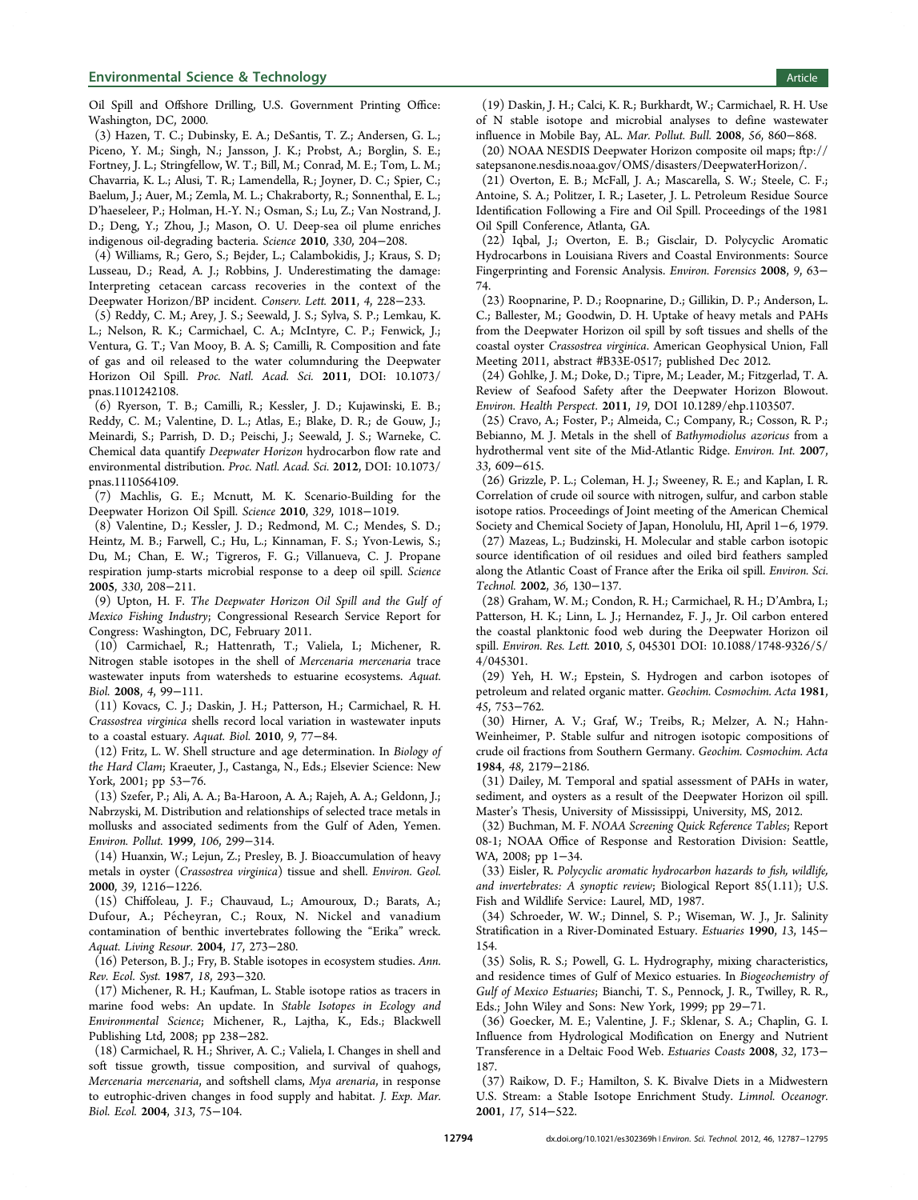Oil Spill and Offshore Drilling, U.S. Government Printing Office: Washington, DC, 2000.

(3) Hazen, T. C.; Dubinsky, E. A.; DeSantis, T. Z.; Andersen, G. L.; Piceno, Y. M.; Singh, N.; Jansson, J. K.; Probst, A.; Borglin, S. E.; Fortney, J. L.; Stringfellow, W. T.; Bill, M.; Conrad, M. E.; Tom, L. M.; Chavarria, K. L.; Alusi, T. R.; Lamendella, R.; Joyner, D. C.; Spier, C.; Baelum, J.; Auer, M.; Zemla, M. L.; Chakraborty, R.; Sonnenthal, E. L.; D'haeseleer, P.; Holman, H.-Y. N.; Osman, S.; Lu, Z.; Van Nostrand, J. D.; Deng, Y.; Zhou, J.; Mason, O. U. Deep-sea oil plume enriches indigenous oil-degrading bacteria. *Science* **2010**, *330*, 204−208.

(4) Williams, R.; Gero, S.; Bejder, L.; Calambokidis, J.; Kraus, S. D; Lusseau, D.; Read, A. J.; Robbins, J. Underestimating the damage: Interpreting cetacean carcass recoveries in the context of the Deepwater Horizon/BP incident. *Conserv. Lett.* **2011**, *4*, 228−233.

(5) Reddy, C. M.; Arey, J. S.; Seewald, J. S.; Sylva, S. P.; Lemkau, K. L.; Nelson, R. K.; Carmichael, C. A.; McIntyre, C. P.; Fenwick, J.; Ventura, G. T.; Van Mooy, B. A. S; Camilli, R. Composition and fate of gas and oil released to the water columnduring the Deepwater Horizon Oil Spill. *Proc. Natl. Acad. Sci.* **2011**, DOI: 10.1073/pnas.1101242108.

(6) Ryerson, T. B.; Camilli, R.; Kessler, J. D.; Kujawinski, E. B.; Reddy, C. M.; Valentine, D. L.; Atlas, E.; Blake, D. R.; de Gouw, J.; Meinardi, S.; Parrish, D. D.; Peischi, J.; Seewald, J. S.; Warneke, C. Chemical data quantify *Deepwater Horizon* hydrocarbon flow rate and environmental distribution. *Proc. Natl. Acad. Sci.* **2012**, DOI: 10.1073/pnas.1110564109.

(7) Machlis, G. E.; Mcnutt, M. K. Scenario-Building for the Deepwater Horizon Oil Spill. *Science* **2010**, *329*, 1018−1019.

(8) Valentine, D.; Kessler, J. D.; Redmond, M. C.; Mendes, S. D.; Heintz, M. B.; Farwell, C.; Hu, L.; Kinnaman, F. S.; Yvon-Lewis, S.; Du, M.; Chan, E. W.; Tigreros, F. G.; Villanueva, C. J. Propane respiration jump-starts microbial response to a deep oil spill. *Science* **2010**, *330*, 208−211.

(9) Upton, H. F. *The Deepwater Horizon Oil Spill and the Gulf of Mexico Fishing Industry*; Congressional Research Service Report for Congress: Washington, DC, February 2011.

(10) Carmichael, R.; Hattenrath, T.; Valiela, I.; Michener, R. Nitrogen stable isotopes in the shell of *Mercenaria mercenaria* trace wastewater inputs from watersheds to estuarine ecosystems. *Aquat. Biol.* **2008**, *4*, 99−111.

(11) Kovacs, C. J.; Daskin, J. H.; Patterson, H.; Carmichael, R. H. *Crassostrea virginica* shells record local variation in wastewater inputs to a coastal estuary. *Aquat. Biol.* **2010**, *9*, 77−84.

(12) Fritz, L. W. Shell structure and age determination. In *Biology of the Hard Clam*; Kraeuter, J., Castanga, N., Eds.; Elsevier Science: New York, 2001; pp 53−76.

(13) Szefer, P.; Ali, A. A.; Ba-Haroon, A. A.; Rajeh, A. A.; Geldonn, J.; Nabrzyski, M. Distribution and relationships of selected trace metals in mollusks and associated sediments from the Gulf of Aden, Yemen. *Environ. Pollut.* **1999**, *106*, 299−314.

(14) Huanxin, W.; Lejun, Z.; Presley, B. J. Bioaccumulation of heavy metals in oyster (*Crassostrea virginica*) tissue and shell. *Environ. Geol.* **2000**, *39*, 1216−1226.

(15) Chiffoleau, J. F.; Chauvaud, L.; Amouroux, D.; Barats, A.; Dufour, A.; Pécheyran, C.; Roux, N. Nickel and vanadium contamination of benthic invertebrates following the "Erika" wreck. *Aquat. Living Resour.* **2004**, *17*, 273−280.

(16) Peterson, B. J.; Fry, B. Stable isotopes in ecosystem studies. *Ann. Rev. Ecol. Syst.* **1987**, *18*, 293−320.

(17) Michener, R. H.; Kaufman, L. Stable isotope ratios as tracers in marine food webs: An update. In *Stable Isotopes in Ecology and Environmental Science*; Michener, R., Lajtha, K., Eds.; Blackwell Publishing Ltd, 2008; pp 238−282.

(18) Carmichael, R. H.; Shriver, A. C.; Valiela, I. Changes in shell and soft tissue growth, tissue composition, and survival of quahogs, *Mercenaria mercenaria*, and softshell clams, *Mya arenaria*, in response to eutrophic-driven changes in food supply and habitat. *J. Exp. Mar. Biol. Ecol.* **2004**, *313*, 75−104.

(19) Daskin, J. H.; Calci, K. R.; Burkhardt, W.; Carmichael, R. H. Use of N stable isotope and microbial analyses to define wastewater influence in Mobile Bay, AL. *Mar. Pollut. Bull.* **2008**, *56*, 860−868.

(20) NOAA NESDIS Deepwater Horizon composite oil maps; ftp://satepsanone.nesdis.noaa.gov/OMS/disasters/DeepwaterHorizon/.

(21) Overton, E. B.; McFall, J. A.; Mascarella, S. W.; Steele, C. F.; Antoine, S. A.; Politzer, I. R.; Laseter, J. L. Petroleum Residue Source Identification Following a Fire and Oil Spill. Proceedings of the 1981 Oil Spill Conference, Atlanta, GA.

(22) Iqbal, J.; Overton, E. B.; Gisclair, D. Polycyclic Aromatic Hydrocarbons in Louisiana Rivers and Coastal Environments: Source Fingerprinting and Forensic Analysis. *Environ. Forensics* **2008**, *9*, 63−74.

(23) Roopnarine, P. D.; Roopnarine, D.; Gillikin, D. P.; Anderson, L. C.; Ballester, M.; Goodwin, D. H. Uptake of heavy metals and PAHs from the Deepwater Horizon oil spill by soft tissues and shells of the coastal oyster *Crassostrea virginica*. American Geophysical Union, Fall Meeting 2011, abstract #B33E-0517; published Dec 2012.

(24) Gohlke, J. M.; Doke, D.; Tipre, M.; Leader, M.; Fitzgerlad, T. A. Review of Seafood Safety after the Deepwater Horizon Blowout. *Environ. Health Perspect.* **2011**, *19*, DOI 10.1289/ehp.1103507.

(25) Cravo, A.; Foster, P.; Almeida, C.; Company, R.; Cosson, R. P.; Bebianno, M. J. Metals in the shell of *Bathymodiolus azoricus* from a hydrothermal vent site of the Mid-Atlantic Ridge. *Environ. Int.* **2007**, *33*, 609−615.

(26) Grizzle, P. L.; Coleman, H. J.; Sweeney, R. E.; and Kaplan, I. R. Correlation of crude oil source with nitrogen, sulfur, and carbon stable isotope ratios. Proceedings of Joint meeting of the American Chemical Society and Chemical Society of Japan, Honolulu, HI, April 1−6, 1979.

(27) Mazeas, L.; Budzinski, H. Molecular and stable carbon isotopic source identification of oil residues and oiled bird feathers sampled along the Atlantic Coast of France after the Erika oil spill. *Environ. Sci. Technol.* **2002**, *36*, 130−137.

(28) Graham, W. M.; Condon, R. H.; Carmichael, R. H.; D'Ambra, I.; Patterson, H. K.; Linn, L. J.; Hernandez, F. J., Jr. Oil carbon entered the coastal planktonic food web during the Deepwater Horizon oil spill. *Environ. Res. Lett.* **2010**, *5*, 045301 DOI: 10.1088/1748-9326/5/4/045301.

(29) Yeh, H. W.; Epstein, S. Hydrogen and carbon isotopes of petroleum and related organic matter. *Geochim. Cosmochim. Acta* **1981**, *45*, 753−762.

(30) Hirner, A. V.; Graf, W.; Treibs, R.; Melzer, A. N.; Hahn-Weinheimer, P. Stable sulfur and nitrogen isotopic compositions of crude oil fractions from Southern Germany. *Geochim. Cosmochim. Acta* **1984**, *48*, 2179−2186.

(31) Dailey, M. Temporal and spatial assessment of PAHs in water, sediment, and oysters as a result of the Deepwater Horizon oil spill. Master's Thesis, University of Mississippi, University, MS, 2012.

(32) Buchman, M. F. *NOAA Screening Quick Reference Tables*; Report 08-1; NOAA Office of Response and Restoration Division: Seattle, WA, 2008; pp 1−34.

(33) Eisler, R. *Polycyclic aromatic hydrocarbon hazards to fish, wildlife, and invertebrates: A synoptic review*; Biological Report 85(1.11); U.S. Fish and Wildlife Service: Laurel, MD, 1987.

(34) Schroeder, W. W.; Dinnel, S. P.; Wiseman, W. J., Jr. Salinity Stratification in a River-Dominated Estuary. *Estuaries* **1990**, *13*, 145−154.

(35) Solis, R. S.; Powell, G. L. Hydrography, mixing characteristics, and residence times of Gulf of Mexico estuaries. In *Biogeochemistry of Gulf of Mexico Estuaries*; Bianchi, T. S., Pennock, J. R., Twilley, R. R., Eds.; John Wiley and Sons: New York, 1999; pp 29−71.

(36) Goecker, M. E.; Valentine, J. F.; Sklenar, S. A.; Chaplin, G. I. Influence from Hydrological Modification on Energy and Nutrient Transference in a Deltaic Food Web. *Estuaries Coasts* **2008**, *32*, 173−187.

(37) Raikow, D. F.; Hamilton, S. K. Bivalve Diets in a Midwestern U.S. Stream: a Stable Isotope Enrichment Study. *Limnol. Oceanogr.* **2001**, *17*, 514−522.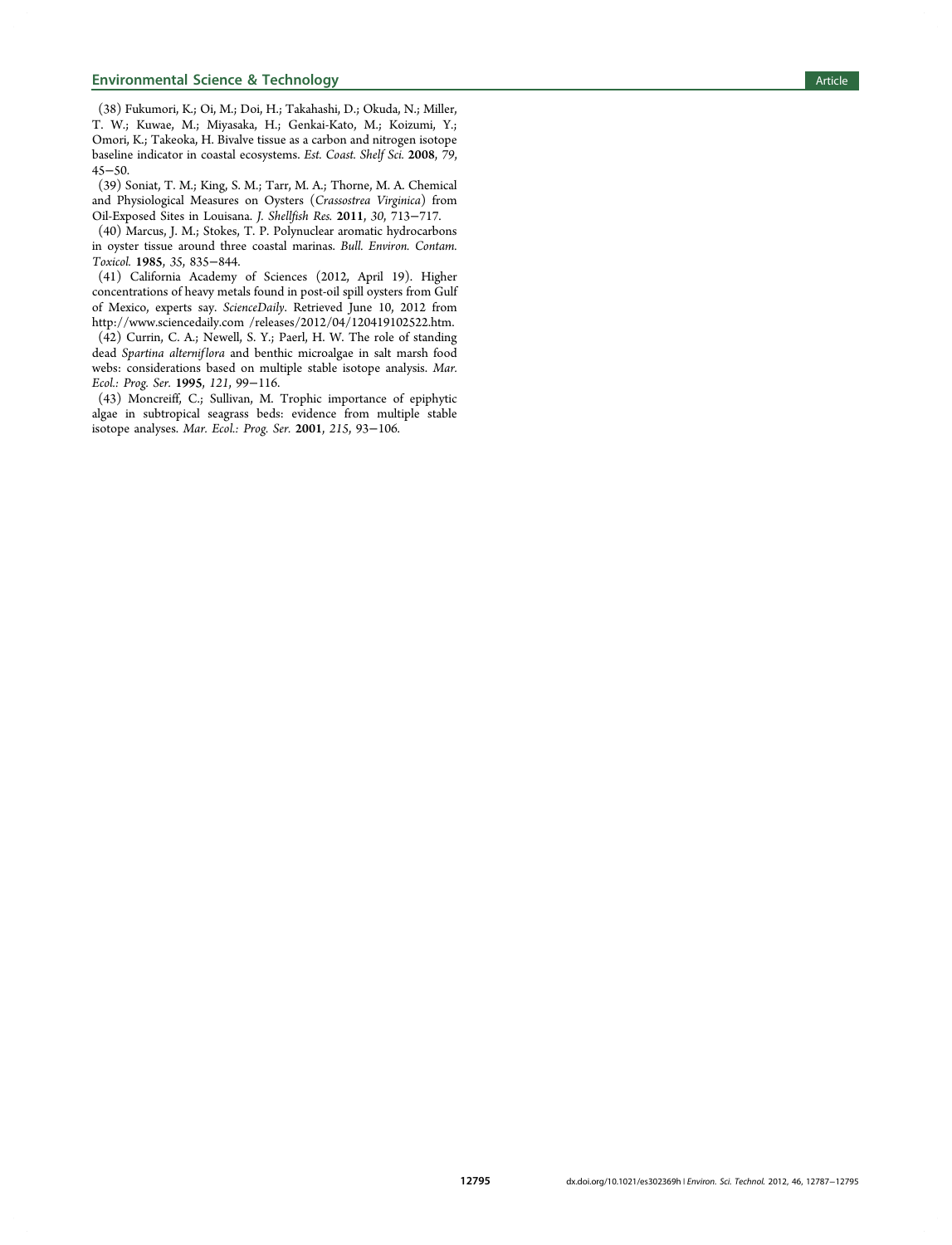(38) Fukumori, K.; Oi, M.; Doi, H.; Takahashi, D.; Okuda, N.; Miller, T. W.; Kuwae, M.; Miyasaka, H.; Genkai-Kato, M.; Koizumi, Y.; Omori, K.; Takeoka, H. Bivalve tissue as a carbon and nitrogen isotope baseline indicator in coastal ecosystems. *Est. Coast. Shelf Sci.* **2008**, *79*, 45−50.

(39) Soniat, T. M.; King, S. M.; Tarr, M. A.; Thorne, M. A. Chemical and Physiological Measures on Oysters (*Crassostrea Virginica*) from Oil-Exposed Sites in Louisana. *J. Shellfish Res.* **2011**, *30*, 713−717.

(40) Marcus, J. M.; Stokes, T. P. Polynuclear aromatic hydrocarbons in oyster tissue around three coastal marinas. *Bull. Environ. Contam. Toxicol.* **1985**, *35*, 835−844.

(41) California Academy of Sciences (2012, April 19). Higher concentrations of heavy metals found in post-oil spill oysters from Gulf of Mexico, experts say. *ScienceDaily*. Retrieved June 10, 2012 from http://www.sciencedaily.com /releases/2012/04/120419102522.htm.

(42) Currin, C. A.; Newell, S. Y.; Paerl, H. W. The role of standing dead *Spartina alterniflora* and benthic microalgae in salt marsh food webs: considerations based on multiple stable isotope analysis. *Mar. Ecol.: Prog. Ser.* **1995**, *121*, 99−116.

(43) Moncreiff, C.; Sullivan, M. Trophic importance of epiphytic algae in subtropical seagrass beds: evidence from multiple stable isotope analyses. *Mar. Ecol.: Prog. Ser.* **2001**, *215*, 93−106.